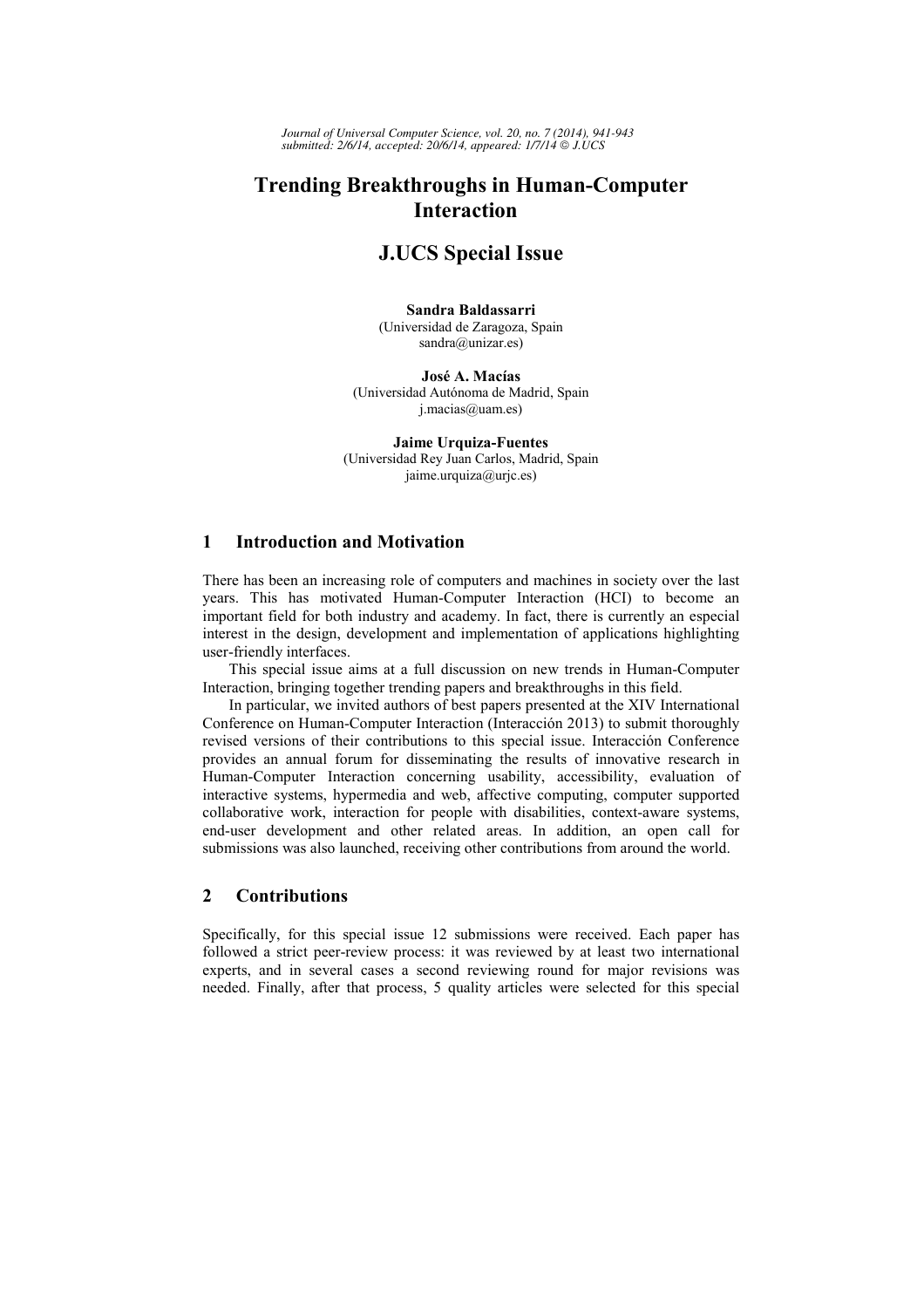# Trending Breakthroughs in Human-Computer Interaction

# J.UCS Special Issue

**Sandra Baldassarri**
(Universidad de Zaragoza, Spain
sandra@unizar.es)

**José A. Macías**
(Universidad Autónoma de Madrid, Spain
j.macias@uam.es)

**Jaime Urquiza-Fuentes**
(Universidad Rey Juan Carlos, Madrid, Spain
jaime.urquiza@urjc.es)

## 1 Introduction and Motivation

There has been an increasing role of computers and machines in society over the last years. This has motivated Human-Computer Interaction (HCI) to become an important field for both industry and academy. In fact, there is currently an especial interest in the design, development and implementation of applications highlighting user-friendly interfaces.

This special issue aims at a full discussion on new trends in Human-Computer Interaction, bringing together trending papers and breakthroughs in this field.

In particular, we invited authors of best papers presented at the XIV International Conference on Human-Computer Interaction (Interacción 2013) to submit thoroughly revised versions of their contributions to this special issue. Interacción Conference provides an annual forum for disseminating the results of innovative research in Human-Computer Interaction concerning usability, accessibility, evaluation of interactive systems, hypermedia and web, affective computing, computer supported collaborative work, interaction for people with disabilities, context-aware systems, end-user development and other related areas. In addition, an open call for submissions was also launched, receiving other contributions from around the world.

## 2 Contributions

Specifically, for this special issue 12 submissions were received. Each paper has followed a strict peer-review process: it was reviewed by at least two international experts, and in several cases a second reviewing round for major revisions was needed. Finally, after that process, 5 quality articles were selected for this special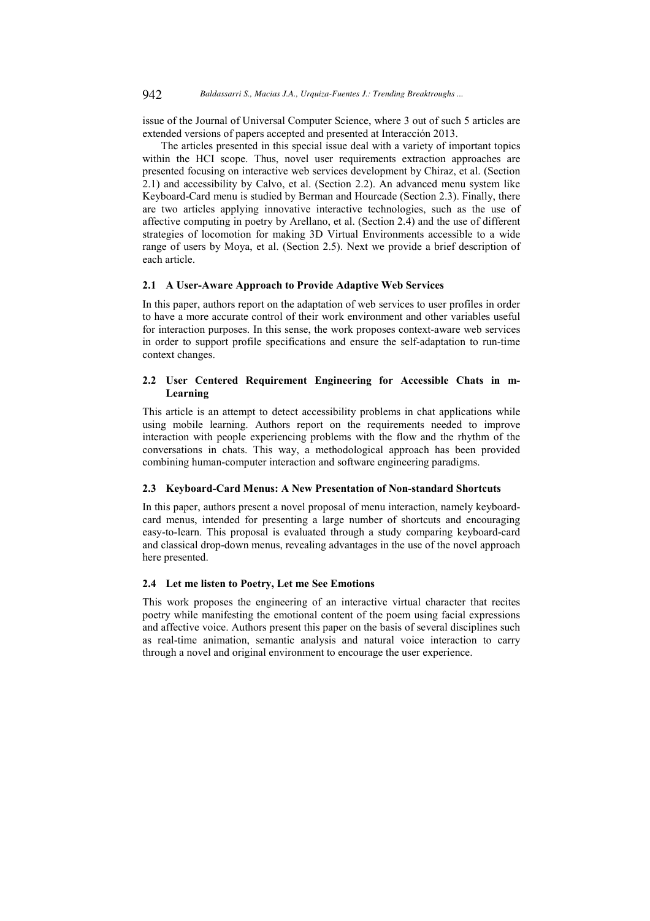issue of the Journal of Universal Computer Science, where 3 out of such 5 articles are extended versions of papers accepted and presented at Interacción 2013.

The articles presented in this special issue deal with a variety of important topics within the HCI scope. Thus, novel user requirements extraction approaches are presented focusing on interactive web services development by Chiraz, et al. (Section 2.1) and accessibility by Calvo, et al. (Section 2.2). An advanced menu system like Keyboard-Card menu is studied by Berman and Hourcade (Section 2.3). Finally, there are two articles applying innovative interactive technologies, such as the use of affective computing in poetry by Arellano, et al. (Section 2.4) and the use of different strategies of locomotion for making 3D Virtual Environments accessible to a wide range of users by Moya, et al. (Section 2.5). Next we provide a brief description of each article.

### 2.1 A User-Aware Approach to Provide Adaptive Web Services

In this paper, authors report on the adaptation of web services to user profiles in order to have a more accurate control of their work environment and other variables useful for interaction purposes. In this sense, the work proposes context-aware web services in order to support profile specifications and ensure the self-adaptation to run-time context changes.

### 2.2 User Centered Requirement Engineering for Accessible Chats in m-Learning

This article is an attempt to detect accessibility problems in chat applications while using mobile learning. Authors report on the requirements needed to improve interaction with people experiencing problems with the flow and the rhythm of the conversations in chats. This way, a methodological approach has been provided combining human-computer interaction and software engineering paradigms.

### 2.3 Keyboard-Card Menus: A New Presentation of Non-standard Shortcuts

In this paper, authors present a novel proposal of menu interaction, namely keyboard-card menus, intended for presenting a large number of shortcuts and encouraging easy-to-learn. This proposal is evaluated through a study comparing keyboard-card and classical drop-down menus, revealing advantages in the use of the novel approach here presented.

### 2.4 Let me listen to Poetry, Let me See Emotions

This work proposes the engineering of an interactive virtual character that recites poetry while manifesting the emotional content of the poem using facial expressions and affective voice. Authors present this paper on the basis of several disciplines such as real-time animation, semantic analysis and natural voice interaction to carry through a novel and original environment to encourage the user experience.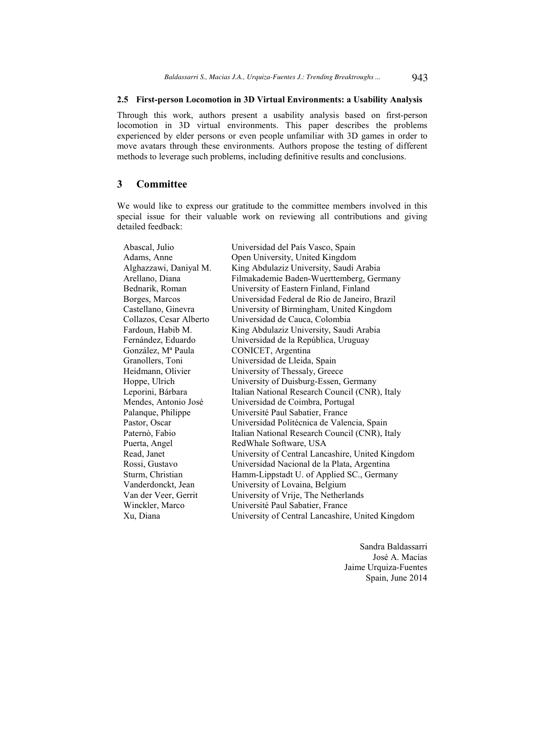### 2.5 First-person Locomotion in 3D Virtual Environments: a Usability Analysis

Through this work, authors present a usability analysis based on first-person locomotion in 3D virtual environments. This paper describes the problems experienced by elder persons or even people unfamiliar with 3D games in order to move avatars through these environments. Authors propose the testing of different methods to leverage such problems, including definitive results and conclusions.

## 3 Committee

We would like to express our gratitude to the committee members involved in this special issue for their valuable work on reviewing all contributions and giving detailed feedback:

| | |
|---|---|
| Abascal, Julio | Universidad del País Vasco, Spain |
| Adams, Anne | Open University, United Kingdom |
| Alghazzawi, Daniyal M. | King Abdulaziz University, Saudi Arabia |
| Arellano, Diana | Filmakademie Baden-Wuerttemberg, Germany |
| Bednarik, Roman | University of Eastern Finland, Finland |
| Borges, Marcos | Universidad Federal de Rio de Janeiro, Brazil |
| Castellano, Ginevra | University of Birmingham, United Kingdom |
| Collazos, Cesar Alberto | Universidad de Cauca, Colombia |
| Fardoun, Habib M. | King Abdulaziz University, Saudi Arabia |
| Fernández, Eduardo | Universidad de la República, Uruguay |
| González, Mª Paula | CONICET, Argentina |
| Granollers, Toni | Universidad de Lleida, Spain |
| Heidmann, Olivier | University of Thessaly, Greece |
| Hoppe, Ulrich | University of Duisburg-Essen, Germany |
| Leporini, Bárbara | Italian National Research Council (CNR), Italy |
| Mendes, Antonio José | Universidad de Coimbra, Portugal |
| Palanque, Philippe | Université Paul Sabatier, France |
| Pastor, Oscar | Universidad Politécnica de Valencia, Spain |
| Paternò, Fabio | Italian National Research Council (CNR), Italy |
| Puerta, Angel | RedWhale Software, USA |
| Read, Janet | University of Central Lancashire, United Kingdom |
| Rossi, Gustavo | Universidad Nacional de la Plata, Argentina |
| Sturm, Christian | Hamm-Lippstadt U. of Applied SC., Germany |
| Vanderdonckt, Jean | University of Lovaina, Belgium |
| Van der Veer, Gerrit | University of Vrije, The Netherlands |
| Winckler, Marco | Université Paul Sabatier, France |
| Xu, Diana | University of Central Lancashire, United Kingdom |

Sandra Baldassarri
José A. Macías
Jaime Urquiza-Fuentes
Spain, June 2014